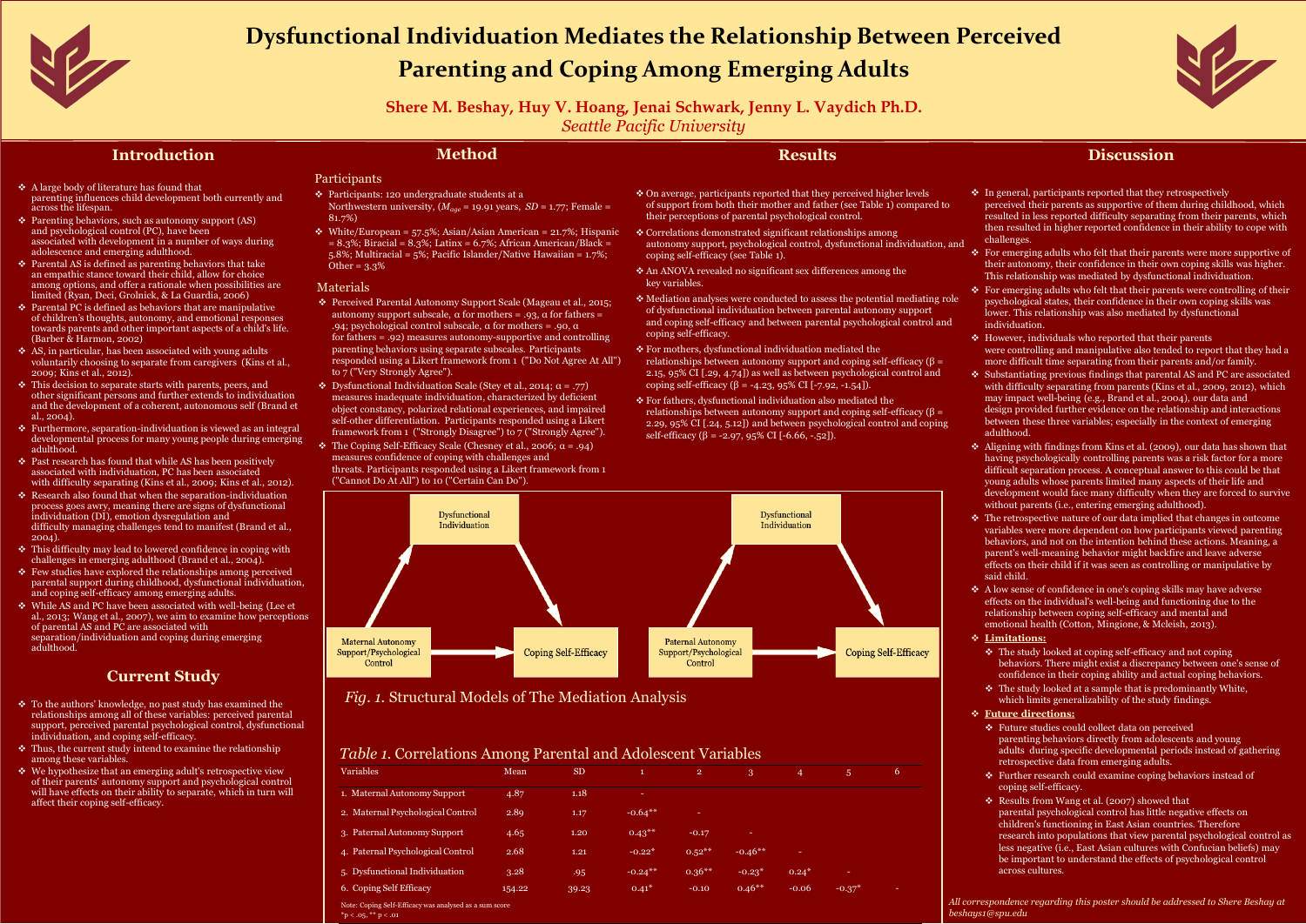# Dysfunctional Individuation Mediates the Relationship Between Perceived Parenting and Coping Among Emerging Adults

**Shere M. Beshay, Huy V. Hoang, Jenai Schwark, Jenny L. Vaydich Ph.D.**

*Seattle Pacific University*

## Introduction

- A large body of literature has found that parenting influences child development both currently and across the lifespan.
- Parenting behaviors, such as autonomy support (AS) and psychological control (PC), have been associated with development in a number of ways during adolescence and emerging adulthood.
- Parental AS is defined as parenting behaviors that take an empathic stance toward their child, allow for choice among options, and offer a rationale when possibilities are limited (Ryan, Deci, Grolnick, & La Guardia, 2006)
- Parental PC is defined as behaviors that are manipulative of children's thoughts, autonomy, and emotional responses towards parents and other important aspects of a child's life. (Barber & Harmon, 2002)
- AS, in particular, has been associated with young adults voluntarily choosing to separate from caregivers (Kins et al., 2009; Kins et al., 2012).
- This decision to separate starts with parents, peers, and other significant persons and further extends to individuation and the development of a coherent, autonomous self (Brand et al., 2004).
- Furthermore, separation-individuation is viewed as an integral developmental process for many young people during emerging adulthood.
- Past research has found that while AS has been positively associated with individuation, PC has been associated with difficulty separating (Kins et al., 2009; Kins et al., 2012).
- Research also found that when the separation-individuation process goes awry, meaning there are signs of dysfunctional individuation (DI), emotion dysregulation and difficulty managing challenges tend to manifest (Brand et al., 2004).
- This difficulty may lead to lowered confidence in coping with challenges in emerging adulthood (Brand et al., 2004).
- Few studies have explored the relationships among perceived parental support during childhood, dysfunctional individuation, and coping self-efficacy among emerging adults.
- While AS and PC have been associated with well-being (Lee et al., 2013; Wang et al., 2007), we aim to examine how perceptions of parental AS and PC are associated with separation/individuation and coping during emerging adulthood.

## Current Study

- To the authors' knowledge, no past study has examined the relationships among all of these variables: perceived parental support, perceived parental psychological control, dysfunctional individuation, and coping self-efficacy.
- Thus, the current study intend to examine the relationship among these variables.
- We hypothesize that an emerging adult's retrospective view of their parents' autonomy support and psychological control will have effects on their ability to separate, which in turn will affect their coping self-efficacy.

## Method

### Participants

- Participants: 120 undergraduate students at a Northwestern university, ($M_{age}$ = 19.91 years, $SD$ = 1.77; Female = 81.7%)
- White/European = 57.5%; Asian/Asian American = 21.7%; Hispanic = 8.3%; Biracial = 8.3%; Latinx = 6.7%; African American/Black = 5.8%; Multiracial = 5%; Pacific Islander/Native Hawaiian = 1.7%; Other = 3.3%

### Materials

- Perceived Parental Autonomy Support Scale (Mageau et al., 2015; autonomy support subscale, α for mothers = .93, α for fathers = .94; psychological control subscale, α for mothers = .90, α for fathers = .92) measures autonomy-supportive and controlling parenting behaviors using separate subscales. Participants responded using a Likert framework from 1 ("Do Not Agree At All") to 7 ("Very Strongly Agree").
- Dysfunctional Individuation Scale (Stey et al., 2014; α = .77) measures inadequate individuation, characterized by deficient object constancy, polarized relational experiences, and impaired self-other differentiation. Participants responded using a Likert framework from 1 ("Strongly Disagree") to 7 ("Strongly Agree").
- The Coping Self-Efficacy Scale (Chesney et al., 2006; α = .94) measures confidence of coping with challenges and threats. Participants responded using a Likert framework from 1 ("Cannot Do At All") to 10 ("Certain Can Do").

*Fig. 1.* Structural Models of The Mediation Analysis

## Results

- On average, participants reported that they perceived higher levels of support from both their mother and father (see Table 1) compared to their perceptions of parental psychological control.
- Correlations demonstrated significant relationships among autonomy support, psychological control, dysfunctional individuation, and coping self-efficacy (see Table 1).
- An ANOVA revealed no significant sex differences among the key variables.
- Mediation analyses were conducted to assess the potential mediating role of dysfunctional individuation between parental autonomy support and coping self-efficacy and between parental psychological control and coping self-efficacy.
- For mothers, dysfunctional individuation mediated the relationships between autonomy support and coping self-efficacy (β = 2.15, 95% CI [.29, 4.74]) as well as between psychological control and coping self-efficacy (β = -4.23, 95% CI [-7.92, -1.54]).
- For fathers, dysfunctional individuation also mediated the relationships between autonomy support and coping self-efficacy (β = 2.29, 95% CI [.24, 5.12]) and between psychological control and coping self-efficacy (β = -2.97, 95% CI [-6.66, -.52]).

*Table 1.* Correlations Among Parental and Adolescent Variables

| Variables | Mean | SD | 1 | 2 | 3 | 4 | 5 | 6 |
|---|---|---|---|---|---|---|---|---|
| 1. Maternal Autonomy Support | 4.87 | 1.18 | - | | | | | |
| 2. Maternal Psychological Control | 2.89 | 1.17 | -0.64** | - | | | | |
| 3. Paternal Autonomy Support | 4.65 | 1.20 | 0.43** | -0.17 | - | | | |
| 4. Paternal Psychological Control | 2.68 | 1.21 | -0.22* | 0.52** | -0.46** | - | | |
| 5. Dysfunctional Individuation | 3.28 | .95 | -0.24** | 0.36** | -0.23* | 0.24* | - | |
| 6. Coping Self Efficacy | 154.22 | 39.23 | 0.41* | -0.10 | 0.46** | -0.06 | -0.37* | - |

Note: Coping Self-Efficacy was analysed as a sum score
*p < .05, ** p < .01

## Discussion

- In general, participants reported that they retrospectively perceived their parents as supportive of them during childhood, which resulted in less reported difficulty separating from their parents, which then resulted in higher reported confidence in their ability to cope with challenges.
- For emerging adults who felt that their parents were more supportive of their autonomy, their confidence in their own coping skills was higher. This relationship was mediated by dysfunctional individuation.
- For emerging adults who felt that their parents were controlling of their psychological states, their confidence in their own coping skills was lower. This relationship was also mediated by dysfunctional individuation.
- However, individuals who reported that their parents were controlling and manipulative also tended to report that they had a more difficult time separating from their parents and/or family.
- Substantiating previous findings that parental AS and PC are associated with difficulty separating from parents (Kins et al., 2009, 2012), which may impact well-being (e.g., Brand et al., 2004), our data and design provided further evidence on the relationship and interactions between these three variables; especially in the context of emerging adulthood.
- Aligning with findings from Kins et al. (2009), our data has shown that having psychologically controlling parents was a risk factor for a more difficult separation process. A conceptual answer to this could be that young adults whose parents limited many aspects of their life and development would face many difficulty when they are forced to survive without parents (i.e., entering emerging adulthood).
- The retrospective nature of our data implied that changes in outcome variables were more dependent on how participants viewed parenting behaviors, and not on the intention behind these actions. Meaning, a parent's well-meaning behavior might backfire and leave adverse effects on their child if it was seen as controlling or manipulative by said child.
- A low sense of confidence in one's coping skills may have adverse effects on the individual's well-being and functioning due to the relationship between coping self-efficacy and mental and emotional health (Cotton, Mingione, & Mcleish, 2013).
- **Limitations:**
  - The study looked at coping self-efficacy and not coping behaviors. There might exist a discrepancy between one's sense of confidence in their coping ability and actual coping behaviors.
  - The study looked at a sample that is predominantly White, which limits generalizability of the study findings.
- **Future directions:**
  - Future studies could collect data on perceived parenting behaviors directly from adolescents and young adults during specific developmental periods instead of gathering retrospective data from emerging adults.
  - Further research could examine coping behaviors instead of coping self-efficacy.
  - Results from Wang et al. (2007) showed that parental psychological control has little negative effects on children's functioning in East Asian countries. Therefore research into populations that view parental psychological control as less negative (i.e., East Asian cultures with Confucian beliefs) may be important to understand the effects of psychological control across cultures.

*All correspondence regarding this poster should be addressed to Shere Beshay at beshays1@spu.edu*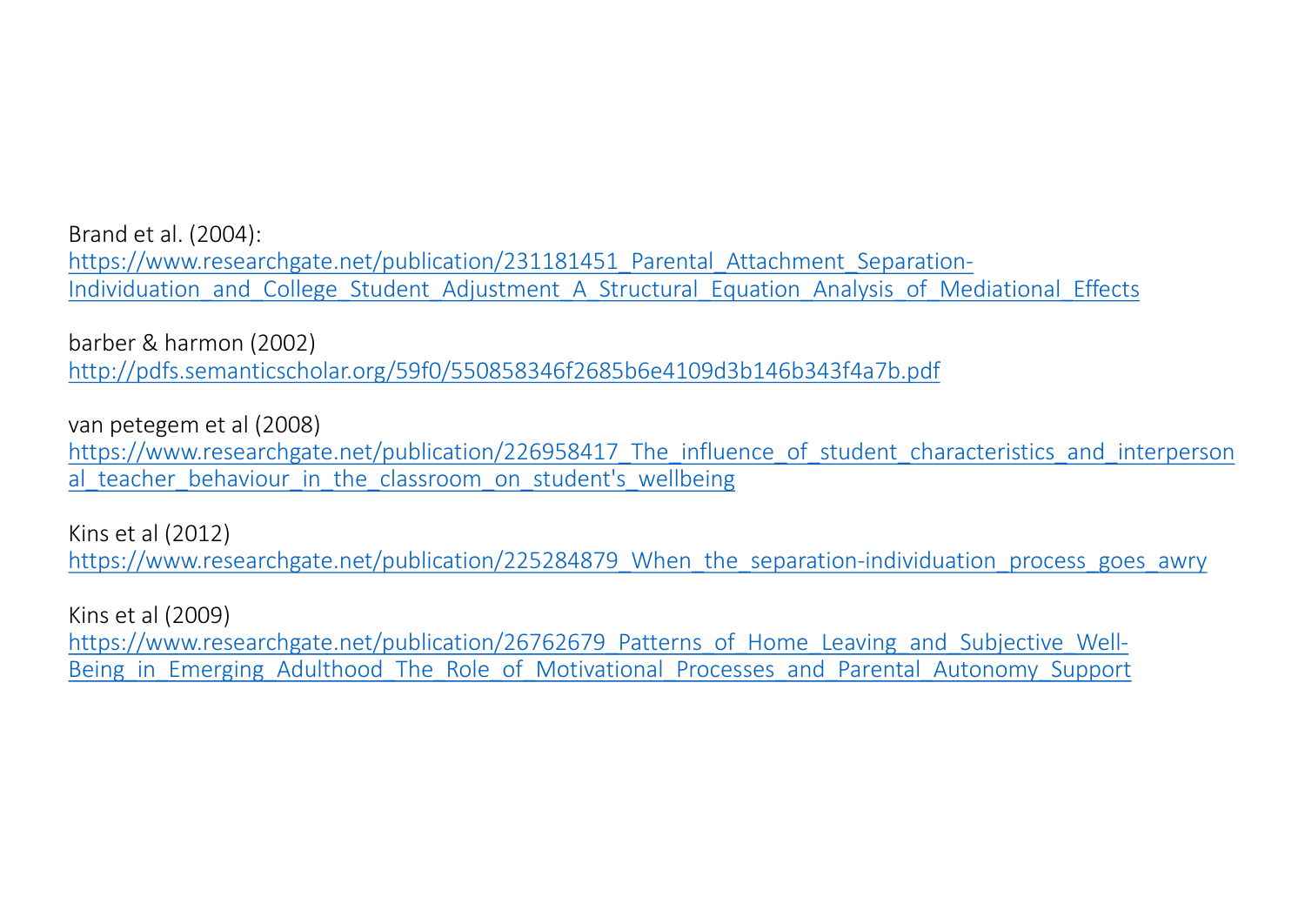Brand et al. (2004):
https://www.researchgate.net/publication/231181451_Parental_Attachment_Separation-Individuation_and_College_Student_Adjustment_A_Structural_Equation_Analysis_of_Mediational_Effects

barber & harmon (2002)
http://pdfs.semanticscholar.org/59f0/550858346f2685b6e4109d3b146b343f4a7b.pdf

van petegem et al (2008)
https://www.researchgate.net/publication/226958417_The_influence_of_student_characteristics_and_interpersonal_teacher_behaviour_in_the_classroom_on_student's_wellbeing

Kins et al (2012)
https://www.researchgate.net/publication/225284879_When_the_separation-individuation_process_goes_awry

Kins et al (2009)
https://www.researchgate.net/publication/26762679_Patterns_of_Home_Leaving_and_Subjective_Well-Being_in_Emerging_Adulthood_The_Role_of_Motivational_Processes_and_Parental_Autonomy_Support